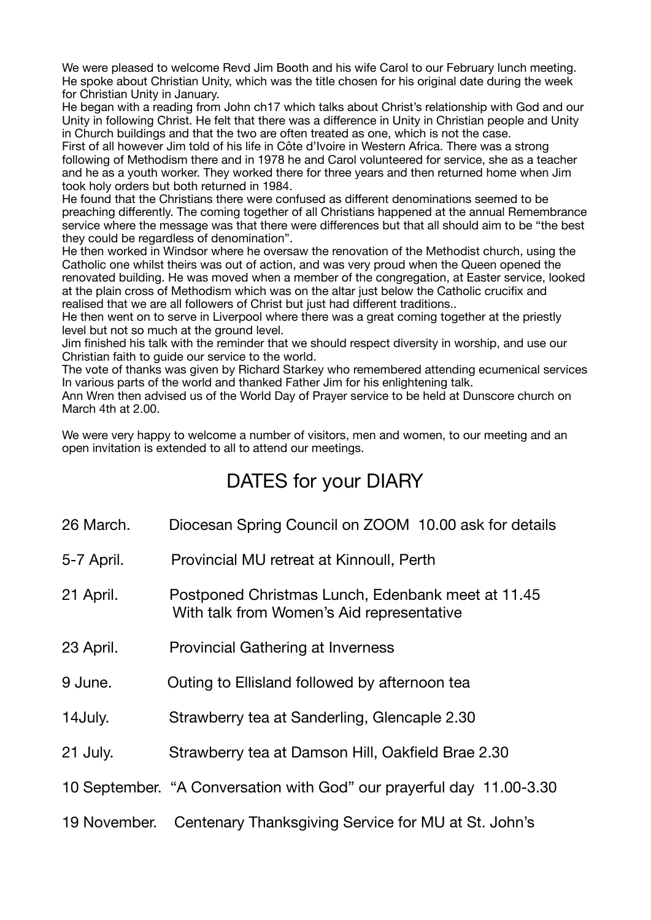We were pleased to welcome Revd Jim Booth and his wife Carol to our February lunch meeting. He spoke about Christian Unity, which was the title chosen for his original date during the week for Christian Unity in January.

He began with a reading from John ch17 which talks about Christ's relationship with God and our Unity in following Christ. He felt that there was a difference in Unity in Christian people and Unity in Church buildings and that the two are often treated as one, which is not the case.

First of all however Jim told of his life in Côte d'Ivoire in Western Africa. There was a strong following of Methodism there and in 1978 he and Carol volunteered for service, she as a teacher and he as a youth worker. They worked there for three years and then returned home when Jim took holy orders but both returned in 1984.

He found that the Christians there were confused as different denominations seemed to be preaching differently. The coming together of all Christians happened at the annual Remembrance service where the message was that there were differences but that all should aim to be "the best they could be regardless of denomination".

He then worked in Windsor where he oversaw the renovation of the Methodist church, using the Catholic one whilst theirs was out of action, and was very proud when the Queen opened the renovated building. He was moved when a member of the congregation, at Easter service, looked at the plain cross of Methodism which was on the altar just below the Catholic crucifix and realised that we are all followers of Christ but just had different traditions..

He then went on to serve in Liverpool where there was a great coming together at the priestly level but not so much at the ground level.

Jim finished his talk with the reminder that we should respect diversity in worship, and use our Christian faith to guide our service to the world.

The vote of thanks was given by Richard Starkey who remembered attending ecumenical services In various parts of the world and thanked Father Jim for his enlightening talk.

Ann Wren then advised us of the World Day of Prayer service to be held at Dunscore church on March 4th at 2.00.

We were very happy to welcome a number of visitors, men and women, to our meeting and an open invitation is extended to all to attend our meetings.

## DATES for your DIARY

26 March. Diocesan Spring Council on ZOOM 10.00 ask for details

5-7 April. Provincial MU retreat at Kinnoull, Perth

21 April. Postponed Christmas Lunch, Edenbank meet at 11.45
With talk from Women's Aid representative

23 April. Provincial Gathering at Inverness

9 June. Outing to Ellisland followed by afternoon tea

14July. Strawberry tea at Sanderling, Glencaple 2.30

21 July. Strawberry tea at Damson Hill, Oakfield Brae 2.30

10 September. "A Conversation with God" our prayerful day 11.00-3.30

19 November. Centenary Thanksgiving Service for MU at St. John's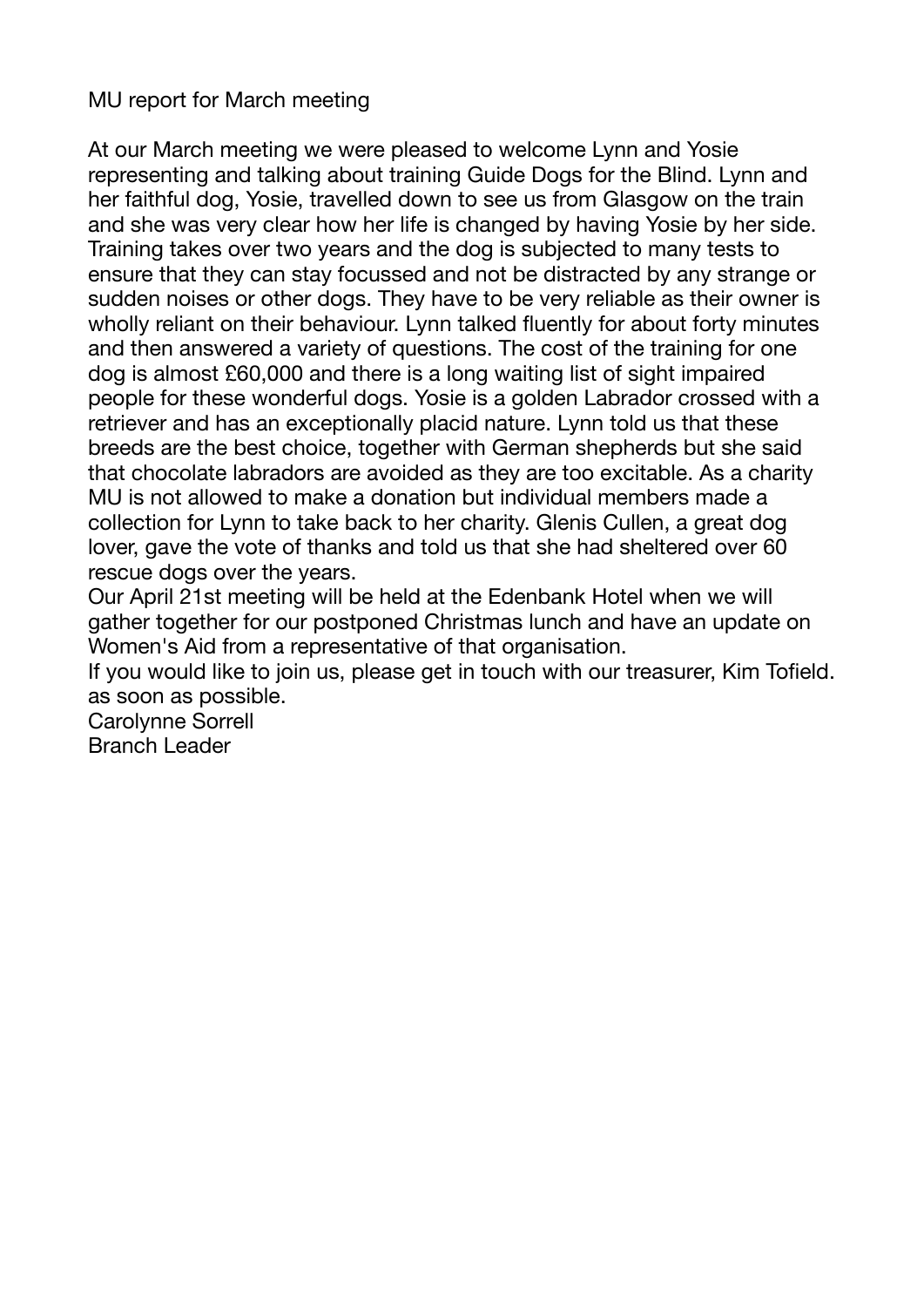MU report for March meeting

At our March meeting we were pleased to welcome Lynn and Yosie representing and talking about training Guide Dogs for the Blind. Lynn and her faithful dog, Yosie, travelled down to see us from Glasgow on the train and she was very clear how her life is changed by having Yosie by her side. Training takes over two years and the dog is subjected to many tests to ensure that they can stay focussed and not be distracted by any strange or sudden noises or other dogs. They have to be very reliable as their owner is wholly reliant on their behaviour. Lynn talked fluently for about forty minutes and then answered a variety of questions. The cost of the training for one dog is almost £60,000 and there is a long waiting list of sight impaired people for these wonderful dogs. Yosie is a golden Labrador crossed with a retriever and has an exceptionally placid nature. Lynn told us that these breeds are the best choice, together with German shepherds but she said that chocolate labradors are avoided as they are too excitable. As a charity MU is not allowed to make a donation but individual members made a collection for Lynn to take back to her charity. Glenis Cullen, a great dog lover, gave the vote of thanks and told us that she had sheltered over 60 rescue dogs over the years.

Our April 21st meeting will be held at the Edenbank Hotel when we will gather together for our postponed Christmas lunch and have an update on Women's Aid from a representative of that organisation.

If you would like to join us, please get in touch with our treasurer, Kim Tofield. as soon as possible.

Carolynne Sorrell
Branch Leader